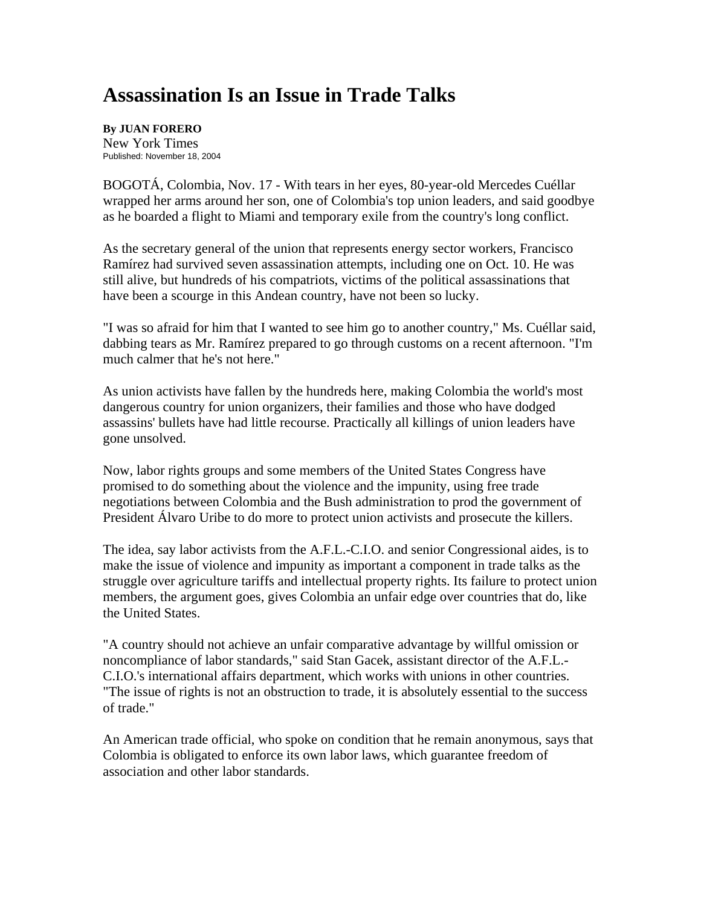# Assassination Is an Issue in Trade Talks

**By JUAN FORERO**
New York Times
Published: November 18, 2004

BOGOTÁ, Colombia, Nov. 17 - With tears in her eyes, 80-year-old Mercedes Cuéllar wrapped her arms around her son, one of Colombia's top union leaders, and said goodbye as he boarded a flight to Miami and temporary exile from the country's long conflict.

As the secretary general of the union that represents energy sector workers, Francisco Ramírez had survived seven assassination attempts, including one on Oct. 10. He was still alive, but hundreds of his compatriots, victims of the political assassinations that have been a scourge in this Andean country, have not been so lucky.

"I was so afraid for him that I wanted to see him go to another country," Ms. Cuéllar said, dabbing tears as Mr. Ramírez prepared to go through customs on a recent afternoon. "I'm much calmer that he's not here."

As union activists have fallen by the hundreds here, making Colombia the world's most dangerous country for union organizers, their families and those who have dodged assassins' bullets have had little recourse. Practically all killings of union leaders have gone unsolved.

Now, labor rights groups and some members of the United States Congress have promised to do something about the violence and the impunity, using free trade negotiations between Colombia and the Bush administration to prod the government of President Álvaro Uribe to do more to protect union activists and prosecute the killers.

The idea, say labor activists from the A.F.L.-C.I.O. and senior Congressional aides, is to make the issue of violence and impunity as important a component in trade talks as the struggle over agriculture tariffs and intellectual property rights. Its failure to protect union members, the argument goes, gives Colombia an unfair edge over countries that do, like the United States.

"A country should not achieve an unfair comparative advantage by willful omission or noncompliance of labor standards," said Stan Gacek, assistant director of the A.F.L.-C.I.O.'s international affairs department, which works with unions in other countries. "The issue of rights is not an obstruction to trade, it is absolutely essential to the success of trade."

An American trade official, who spoke on condition that he remain anonymous, says that Colombia is obligated to enforce its own labor laws, which guarantee freedom of association and other labor standards.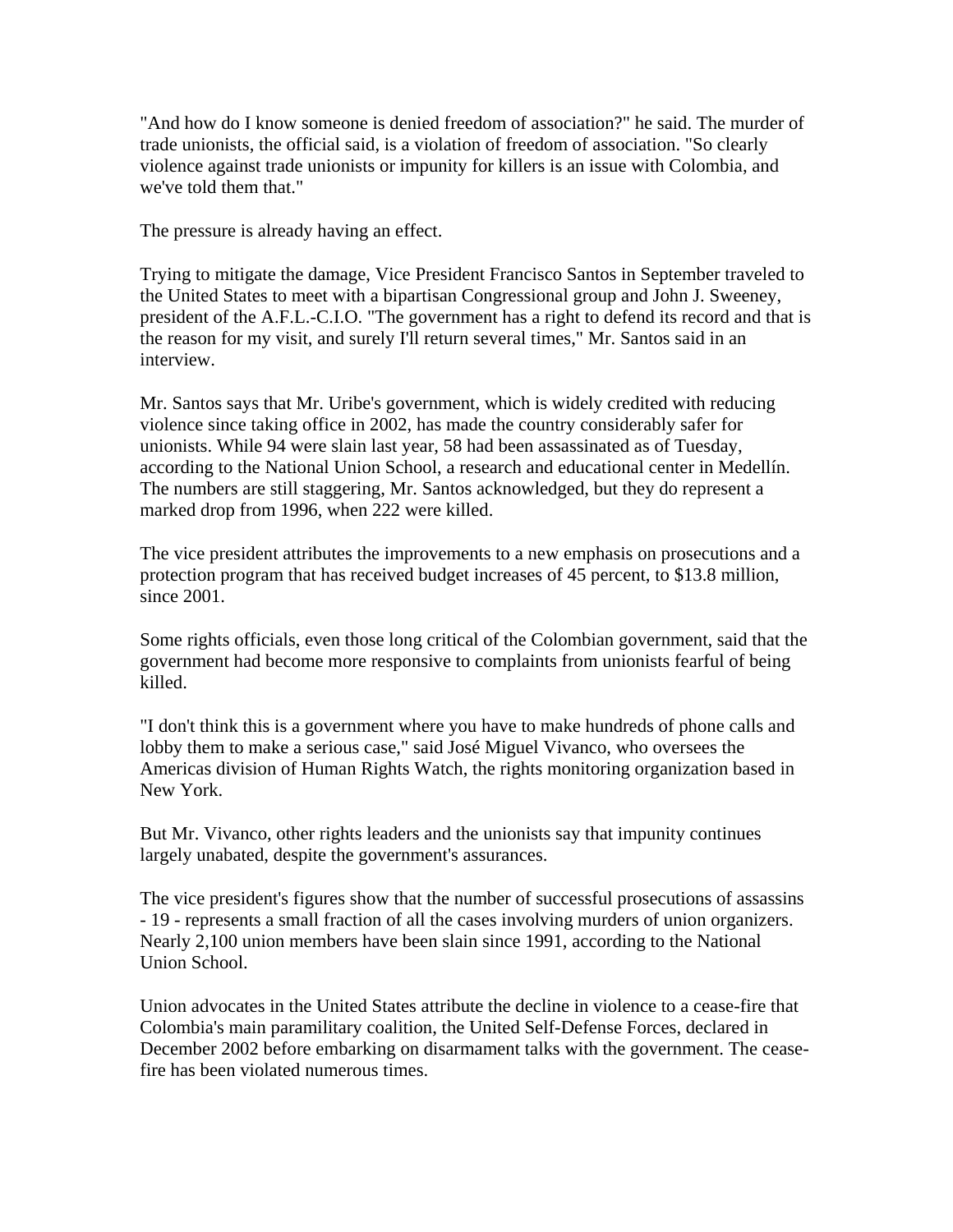"And how do I know someone is denied freedom of association?" he said. The murder of trade unionists, the official said, is a violation of freedom of association. "So clearly violence against trade unionists or impunity for killers is an issue with Colombia, and we've told them that."

The pressure is already having an effect.

Trying to mitigate the damage, Vice President Francisco Santos in September traveled to the United States to meet with a bipartisan Congressional group and John J. Sweeney, president of the A.F.L.-C.I.O. "The government has a right to defend its record and that is the reason for my visit, and surely I'll return several times," Mr. Santos said in an interview.

Mr. Santos says that Mr. Uribe's government, which is widely credited with reducing violence since taking office in 2002, has made the country considerably safer for unionists. While 94 were slain last year, 58 had been assassinated as of Tuesday, according to the National Union School, a research and educational center in Medellín. The numbers are still staggering, Mr. Santos acknowledged, but they do represent a marked drop from 1996, when 222 were killed.

The vice president attributes the improvements to a new emphasis on prosecutions and a protection program that has received budget increases of 45 percent, to $13.8 million, since 2001.

Some rights officials, even those long critical of the Colombian government, said that the government had become more responsive to complaints from unionists fearful of being killed.

"I don't think this is a government where you have to make hundreds of phone calls and lobby them to make a serious case," said José Miguel Vivanco, who oversees the Americas division of Human Rights Watch, the rights monitoring organization based in New York.

But Mr. Vivanco, other rights leaders and the unionists say that impunity continues largely unabated, despite the government's assurances.

The vice president's figures show that the number of successful prosecutions of assassins - 19 - represents a small fraction of all the cases involving murders of union organizers. Nearly 2,100 union members have been slain since 1991, according to the National Union School.

Union advocates in the United States attribute the decline in violence to a cease-fire that Colombia's main paramilitary coalition, the United Self-Defense Forces, declared in December 2002 before embarking on disarmament talks with the government. The cease-fire has been violated numerous times.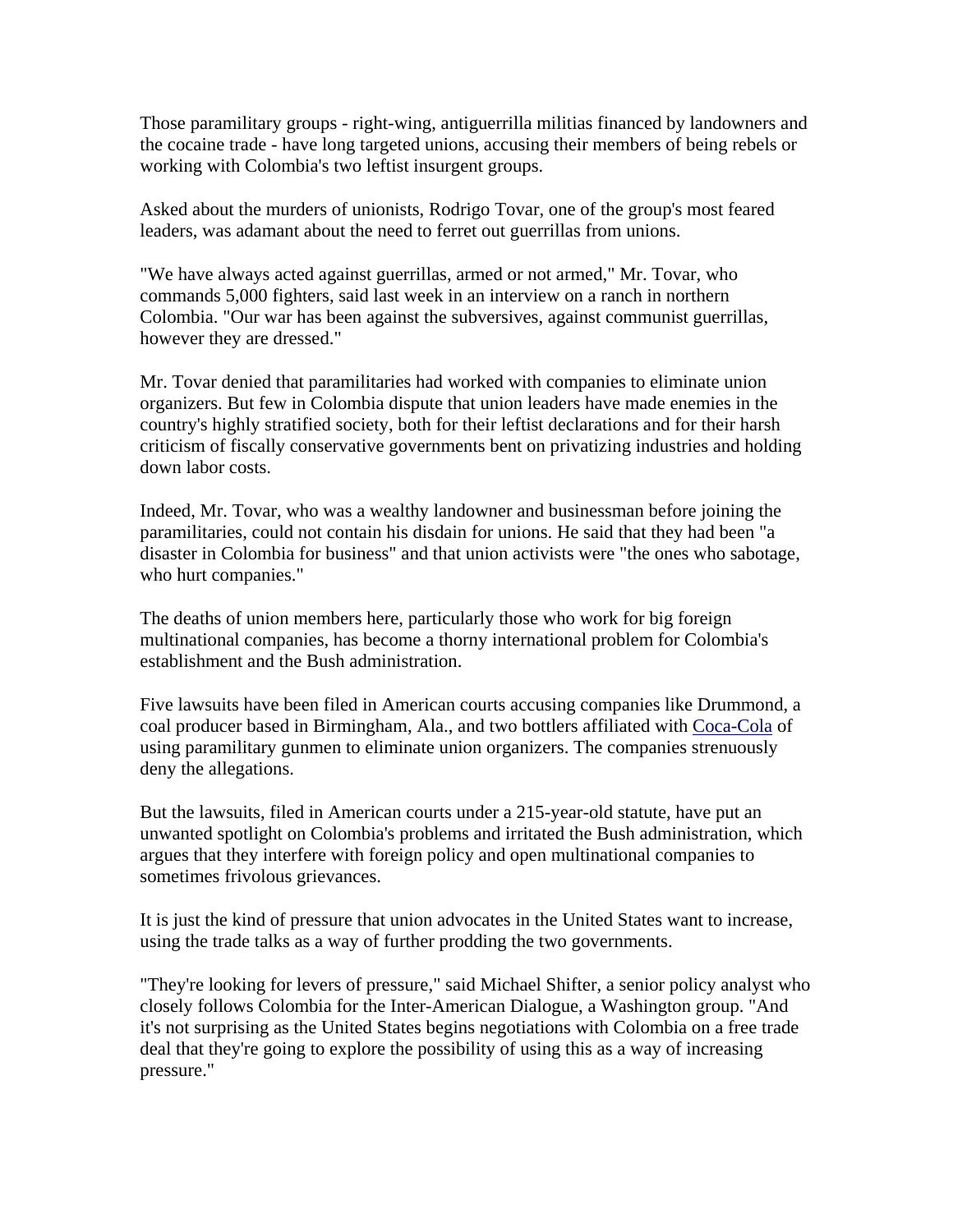Those paramilitary groups - right-wing, antiguerrilla militias financed by landowners and the cocaine trade - have long targeted unions, accusing their members of being rebels or working with Colombia's two leftist insurgent groups.

Asked about the murders of unionists, Rodrigo Tovar, one of the group's most feared leaders, was adamant about the need to ferret out guerrillas from unions.

"We have always acted against guerrillas, armed or not armed," Mr. Tovar, who commands 5,000 fighters, said last week in an interview on a ranch in northern Colombia. "Our war has been against the subversives, against communist guerrillas, however they are dressed."

Mr. Tovar denied that paramilitaries had worked with companies to eliminate union organizers. But few in Colombia dispute that union leaders have made enemies in the country's highly stratified society, both for their leftist declarations and for their harsh criticism of fiscally conservative governments bent on privatizing industries and holding down labor costs.

Indeed, Mr. Tovar, who was a wealthy landowner and businessman before joining the paramilitaries, could not contain his disdain for unions. He said that they had been "a disaster in Colombia for business" and that union activists were "the ones who sabotage, who hurt companies."

The deaths of union members here, particularly those who work for big foreign multinational companies, has become a thorny international problem for Colombia's establishment and the Bush administration.

Five lawsuits have been filed in American courts accusing companies like Drummond, a coal producer based in Birmingham, Ala., and two bottlers affiliated with Coca-Cola of using paramilitary gunmen to eliminate union organizers. The companies strenuously deny the allegations.

But the lawsuits, filed in American courts under a 215-year-old statute, have put an unwanted spotlight on Colombia's problems and irritated the Bush administration, which argues that they interfere with foreign policy and open multinational companies to sometimes frivolous grievances.

It is just the kind of pressure that union advocates in the United States want to increase, using the trade talks as a way of further prodding the two governments.

"They're looking for levers of pressure," said Michael Shifter, a senior policy analyst who closely follows Colombia for the Inter-American Dialogue, a Washington group. "And it's not surprising as the United States begins negotiations with Colombia on a free trade deal that they're going to explore the possibility of using this as a way of increasing pressure."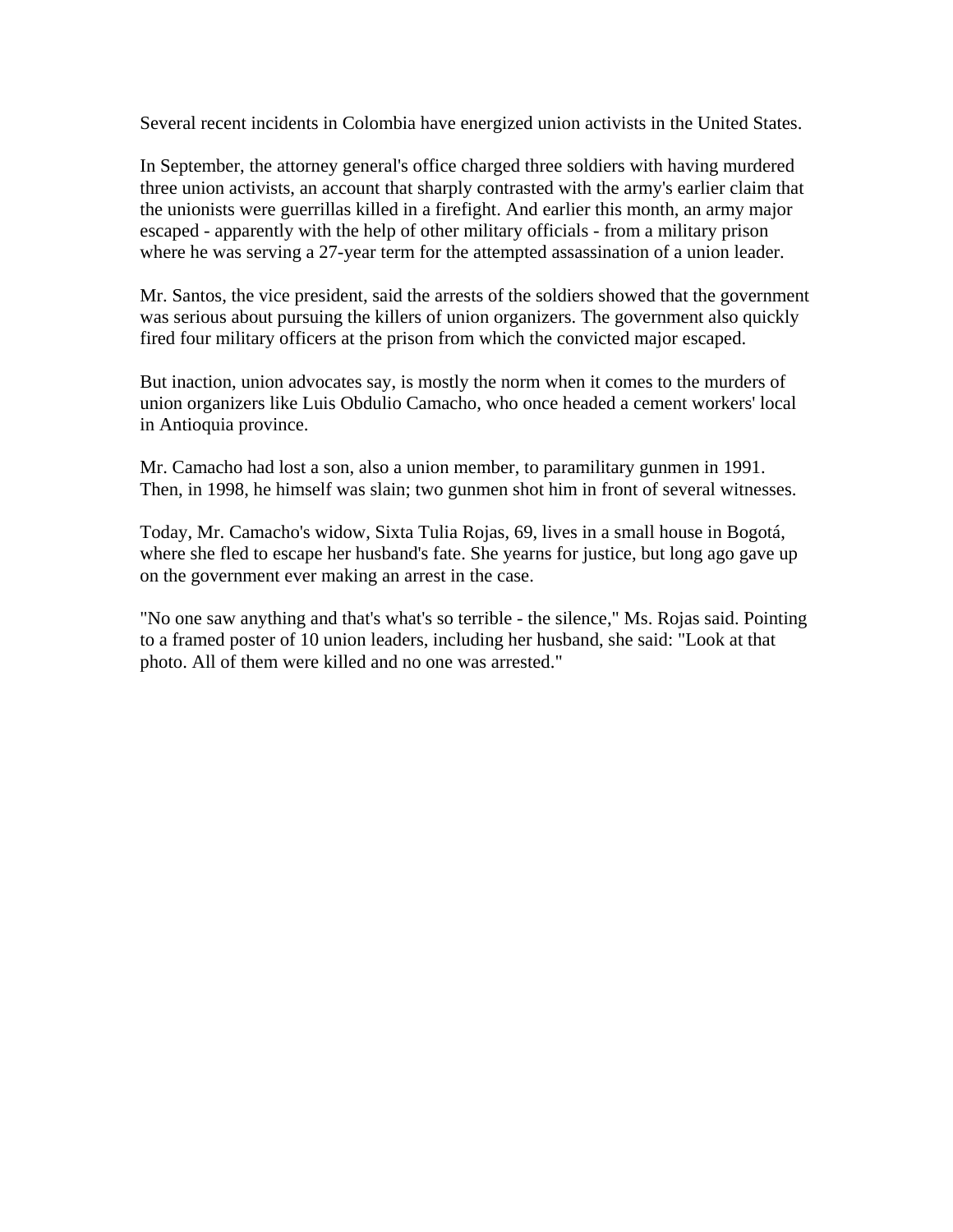Several recent incidents in Colombia have energized union activists in the United States.

In September, the attorney general's office charged three soldiers with having murdered three union activists, an account that sharply contrasted with the army's earlier claim that the unionists were guerrillas killed in a firefight. And earlier this month, an army major escaped - apparently with the help of other military officials - from a military prison where he was serving a 27-year term for the attempted assassination of a union leader.

Mr. Santos, the vice president, said the arrests of the soldiers showed that the government was serious about pursuing the killers of union organizers. The government also quickly fired four military officers at the prison from which the convicted major escaped.

But inaction, union advocates say, is mostly the norm when it comes to the murders of union organizers like Luis Obdulio Camacho, who once headed a cement workers' local in Antioquia province.

Mr. Camacho had lost a son, also a union member, to paramilitary gunmen in 1991. Then, in 1998, he himself was slain; two gunmen shot him in front of several witnesses.

Today, Mr. Camacho's widow, Sixta Tulia Rojas, 69, lives in a small house in Bogotá, where she fled to escape her husband's fate. She yearns for justice, but long ago gave up on the government ever making an arrest in the case.

"No one saw anything and that's what's so terrible - the silence," Ms. Rojas said. Pointing to a framed poster of 10 union leaders, including her husband, she said: "Look at that photo. All of them were killed and no one was arrested."